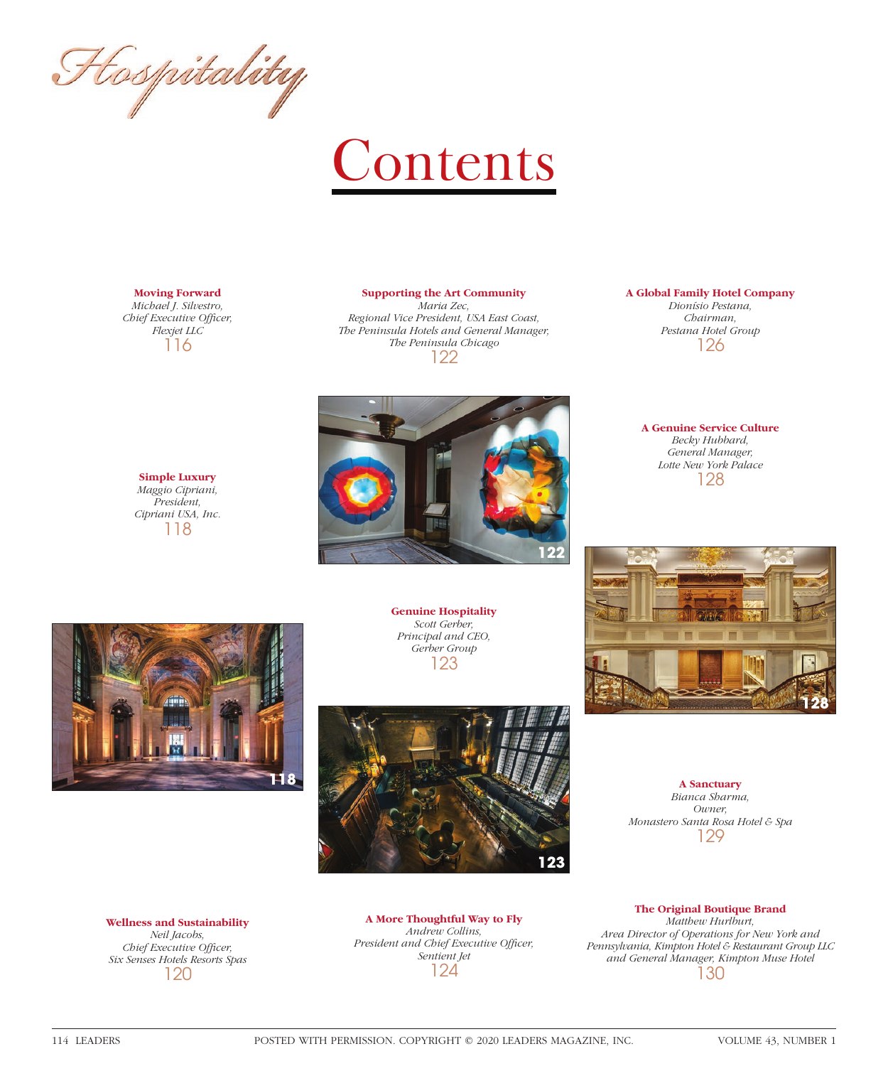# Hospitality

# Contents

**Moving Forward**
*Michael J. Silvestro,*
*Chief Executive Officer,*
*Flexjet LLC*
116

**Simple Luxury**
*Maggio Cipriani,*
*President,*
*Cipriani USA, Inc.*
118

**Wellness and Sustainability**
*Neil Jacobs,*
*Chief Executive Officer,*
*Six Senses Hotels Resorts Spas*
120

**Supporting the Art Community**
*Maria Zec,*
*Regional Vice President, USA East Coast,*
*The Peninsula Hotels and General Manager,*
*The Peninsula Chicago*
122

**Genuine Hospitality**
*Scott Gerber,*
*Principal and CEO,*
*Gerber Group*
123

**A More Thoughtful Way to Fly**
*Andrew Collins,*
*President and Chief Executive Officer,*
*Sentient Jet*
124

**A Global Family Hotel Company**
*Dionísio Pestana,*
*Chairman,*
*Pestana Hotel Group*
126

**A Genuine Service Culture**
*Becky Hubbard,*
*General Manager,*
*Lotte New York Palace*
128

**A Sanctuary**
*Bianca Sharma,*
*Owner,*
*Monastero Santa Rosa Hotel & Spa*
129

**The Original Boutique Brand**
*Matthew Hurlburt,*
*Area Director of Operations for New York and Pennsylvania, Kimpton Hotel & Restaurant Group LLC and General Manager, Kimpton Muse Hotel*
130

122

118

123

128

POSTED WITH PERMISSION. COPYRIGHT © 2020 LEADERS MAGAZINE, INC.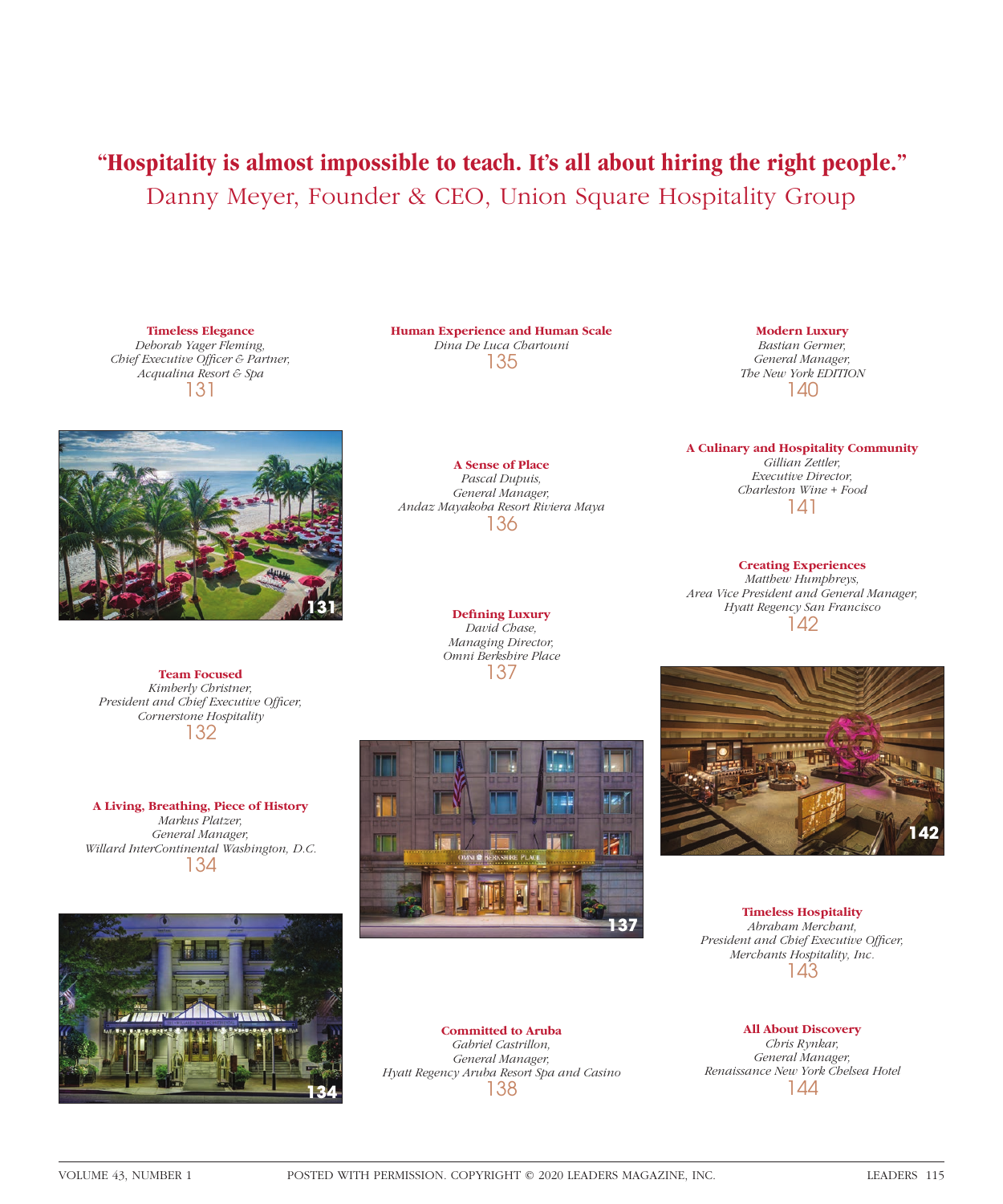**"Hospitality is almost impossible to teach. It's all about hiring the right people."**
Danny Meyer, Founder & CEO, Union Square Hospitality Group

**Timeless Elegance**
*Deborah Yager Fleming,*
*Chief Executive Officer & Partner,*
*Acqualina Resort & Spa*
131

**Team Focused**
*Kimberly Christner,*
*President and Chief Executive Officer,*
*Cornerstone Hospitality*
132

**A Living, Breathing, Piece of History**
*Markus Platzer,*
*General Manager,*
*Willard InterContinental Washington, D.C.*
134

**Human Experience and Human Scale**
*Dina De Luca Chartouni*
135

**A Sense of Place**
*Pascal Dupuis,*
*General Manager,*
*Andaz Mayakoba Resort Riviera Maya*
136

**Defining Luxury**
*David Chase,*
*Managing Director,*
*Omni Berkshire Place*
137

**Committed to Aruba**
*Gabriel Castrillon,*
*General Manager,*
*Hyatt Regency Aruba Resort Spa and Casino*
138

**Modern Luxury**
*Bastian Germer,*
*General Manager,*
*The New York EDITION*
140

**A Culinary and Hospitality Community**
*Gillian Zettler,*
*Executive Director,*
*Charleston Wine + Food*
141

**Creating Experiences**
*Matthew Humphreys,*
*Area Vice President and General Manager,*
*Hyatt Regency San Francisco*
142

**Timeless Hospitality**
*Abraham Merchant,*
*President and Chief Executive Officer,*
*Merchants Hospitality, Inc.*
143

**All About Discovery**
*Chris Rynkar,*
*General Manager,*
*Renaissance New York Chelsea Hotel*
144

POSTED WITH PERMISSION. COPYRIGHT © 2020 LEADERS MAGAZINE, INC.